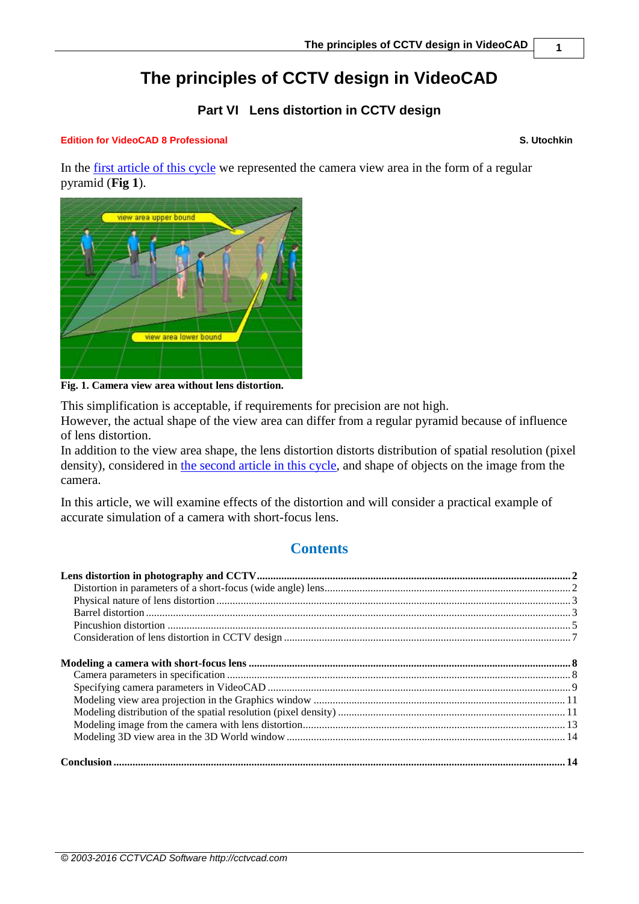# The principles of CCTV design in VideoCAD

## Part VI Lens distortion in CCTV design

**Edition for VideoCAD 8 Professional**

**S. Utochkin**

In the first article of this cycle we represented the camera view area in the form of a regular pyramid (**Fig 1**).

**Fig. 1. Camera view area without lens distortion.**

This simplification is acceptable, if requirements for precision are not high.
However, the actual shape of the view area can differ from a regular pyramid because of influence of lens distortion.
In addition to the view area shape, the lens distortion distorts distribution of spatial resolution (pixel density), considered in the second article in this cycle, and shape of objects on the image from the camera.

In this article, we will examine effects of the distortion and will consider a practical example of accurate simulation of a camera with short-focus lens.

## Contents

**Lens distortion in photography and CCTV** ........ **2**
- Distortion in parameters of a short-focus (wide angle) lens ........ 2
- Physical nature of lens distortion ........ 3
- Barrel distortion ........ 3
- Pincushion distortion ........ 5
- Consideration of lens distortion in CCTV design ........ 7

**Modeling a camera with short-focus lens** ........ **8**
- Camera parameters in specification ........ 8
- Specifying camera parameters in VideoCAD ........ 9
- Modeling view area projection in the Graphics window ........ 11
- Modeling distribution of the spatial resolution (pixel density) ........ 11
- Modeling image from the camera with lens distortion ........ 13
- Modeling 3D view area in the 3D World window ........ 14

**Conclusion** ........ **14**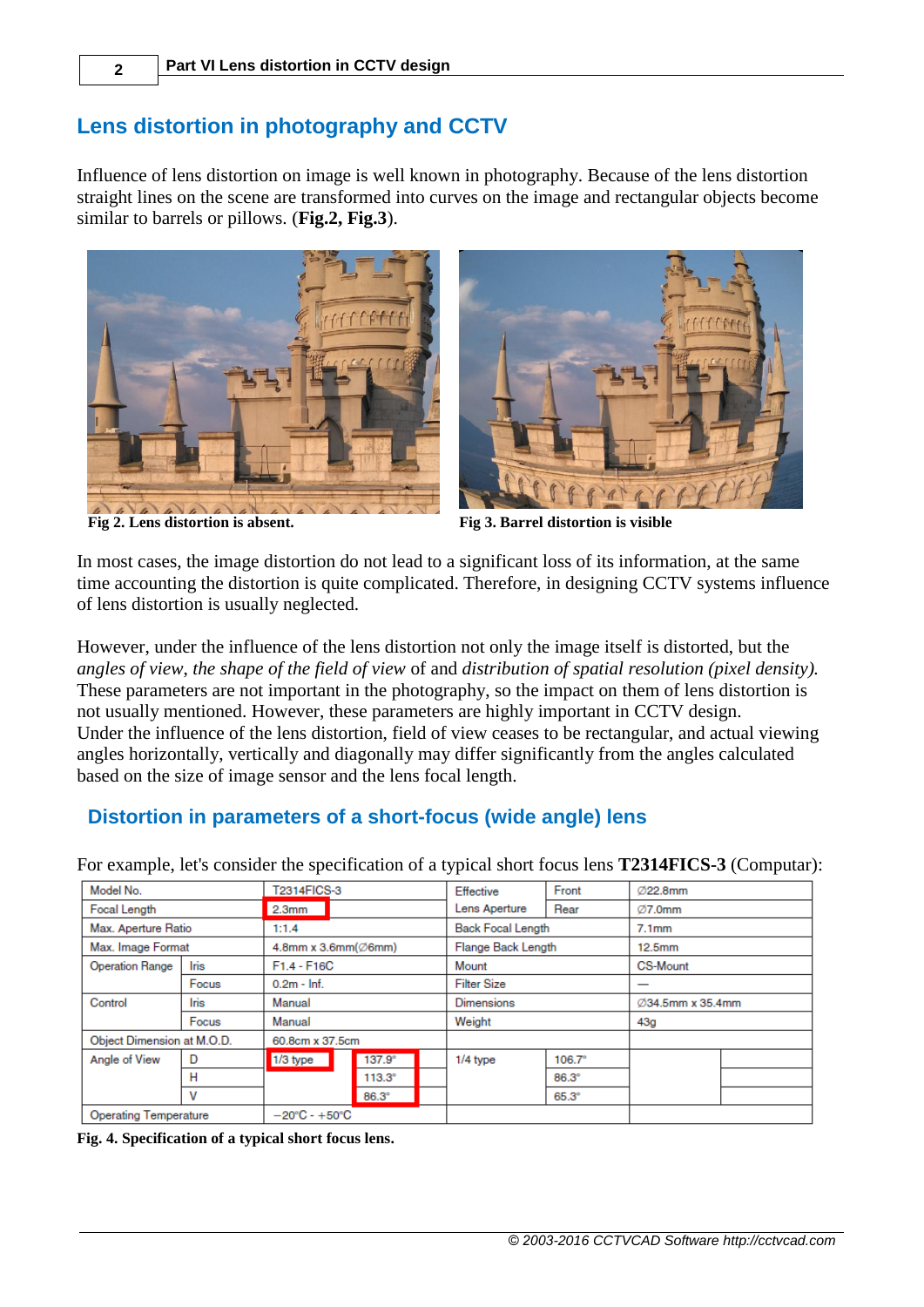## Lens distortion in photography and CCTV

Influence of lens distortion on image is well known in photography. Because of the lens distortion straight lines on the scene are transformed into curves on the image and rectangular objects become similar to barrels or pillows. (**Fig.2, Fig.3**).

**Fig 2. Lens distortion is absent.**

**Fig 3. Barrel distortion is visible**

In most cases, the image distortion do not lead to a significant loss of its information, at the same time accounting the distortion is quite complicated. Therefore, in designing CCTV systems influence of lens distortion is usually neglected.

However, under the influence of the lens distortion not only the image itself is distorted, but the *angles of view*, *the shape of the field of view* of and *distribution of spatial resolution (pixel density).* These parameters are not important in the photography, so the impact on them of lens distortion is not usually mentioned. However, these parameters are highly important in CCTV design.
Under the influence of the lens distortion, field of view ceases to be rectangular, and actual viewing angles horizontally, vertically and diagonally may differ significantly from the angles calculated based on the size of image sensor and the lens focal length.

### Distortion in parameters of a short-focus (wide angle) lens

For example, let's consider the specification of a typical short focus lens **T2314FICS-3** (Computar):

| Model No. | | T2314FICS-3 | | Effective Lens Aperture | Front | Ø22.8mm | |
|---|---|---|---|---|---|---|---|
| Focal Length | | 2.3mm | | | Rear | Ø7.0mm | |
| Max. Aperture Ratio | | 1:1.4 | | Back Focal Length | | 7.1mm | |
| Max. Image Format | | 4.8mm x 3.6mm(Ø6mm) | | Flange Back Length | | 12.5mm | |
| Operation Range | Iris | F1.4 - F16C | | Mount | | CS-Mount | |
| | Focus | 0.2m - Inf. | | Filter Size | | — | |
| Control | Iris | Manual | | Dimensions | | Ø34.5mm x 35.4mm | |
| | Focus | Manual | | Weight | | 43g | |
| Object Dimension at M.O.D. | | 60.8cm x 37.5cm | | | | | |
| Angle of View | D | 1/3 type | 137.9° | 1/4 type | 106.7° | | |
| | H | | 113.3° | | 86.3° | | |
| | V | | 86.3° | | 65.3° | | |
| Operating Temperature | | −20°C - +50°C | | | | | |

**Fig. 4. Specification of a typical short focus lens.**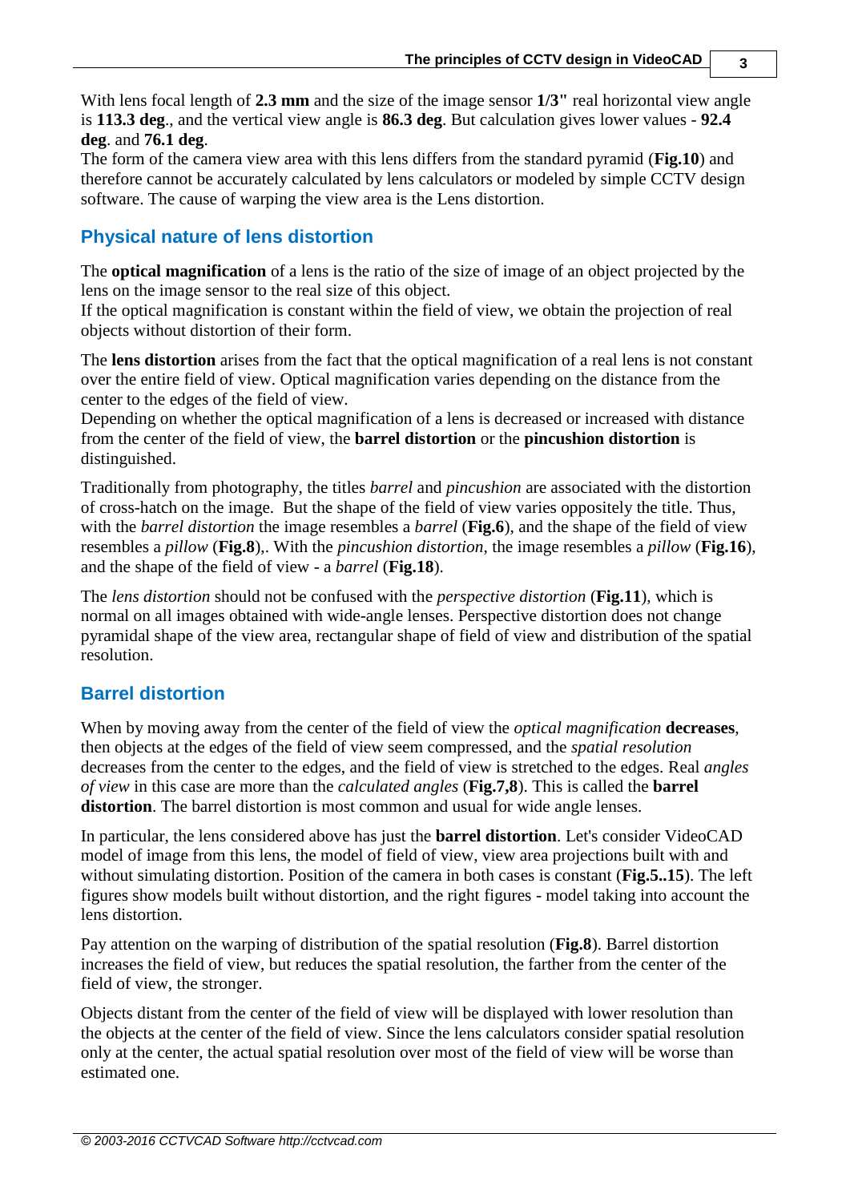With lens focal length of **2.3 mm** and the size of the image sensor **1/3"** real horizontal view angle is **113.3 deg**., and the vertical view angle is **86.3 deg**. But calculation gives lower values - **92.4 deg**. and **76.1 deg**.
The form of the camera view area with this lens differs from the standard pyramid (**Fig.10**) and therefore cannot be accurately calculated by lens calculators or modeled by simple CCTV design software. The cause of warping the view area is the Lens distortion.

## Physical nature of lens distortion

The **optical magnification** of a lens is the ratio of the size of image of an object projected by the lens on the image sensor to the real size of this object.
If the optical magnification is constant within the field of view, we obtain the projection of real objects without distortion of their form.

The **lens distortion** arises from the fact that the optical magnification of a real lens is not constant over the entire field of view. Optical magnification varies depending on the distance from the center to the edges of the field of view.
Depending on whether the optical magnification of a lens is decreased or increased with distance from the center of the field of view, the **barrel distortion** or the **pincushion distortion** is distinguished.

Traditionally from photography, the titles *barrel* and *pincushion* are associated with the distortion of cross-hatch on the image. But the shape of the field of view varies oppositely the title. Thus, with the *barrel distortion* the image resembles a *barrel* (**Fig.6**), and the shape of the field of view resembles a *pillow* (**Fig.8**),. With the *pincushion distortion*, the image resembles a *pillow* (**Fig.16**), and the shape of the field of view - a *barrel* (**Fig.18**).

The *lens distortion* should not be confused with the *perspective distortion* (**Fig.11**), which is normal on all images obtained with wide-angle lenses. Perspective distortion does not change pyramidal shape of the view area, rectangular shape of field of view and distribution of the spatial resolution.

## Barrel distortion

When by moving away from the center of the field of view the *optical magnification* **decreases**, then objects at the edges of the field of view seem compressed, and the *spatial resolution* decreases from the center to the edges, and the field of view is stretched to the edges. Real *angles of view* in this case are more than the *calculated angles* (**Fig.7,8**). This is called the **barrel distortion**. The barrel distortion is most common and usual for wide angle lenses.

In particular, the lens considered above has just the **barrel distortion**. Let's consider VideoCAD model of image from this lens, the model of field of view, view area projections built with and without simulating distortion. Position of the camera in both cases is constant (**Fig.5..15**). The left figures show models built without distortion, and the right figures - model taking into account the lens distortion.

Pay attention on the warping of distribution of the spatial resolution (**Fig.8**). Barrel distortion increases the field of view, but reduces the spatial resolution, the farther from the center of the field of view, the stronger.

Objects distant from the center of the field of view will be displayed with lower resolution than the objects at the center of the field of view. Since the lens calculators consider spatial resolution only at the center, the actual spatial resolution over most of the field of view will be worse than estimated one.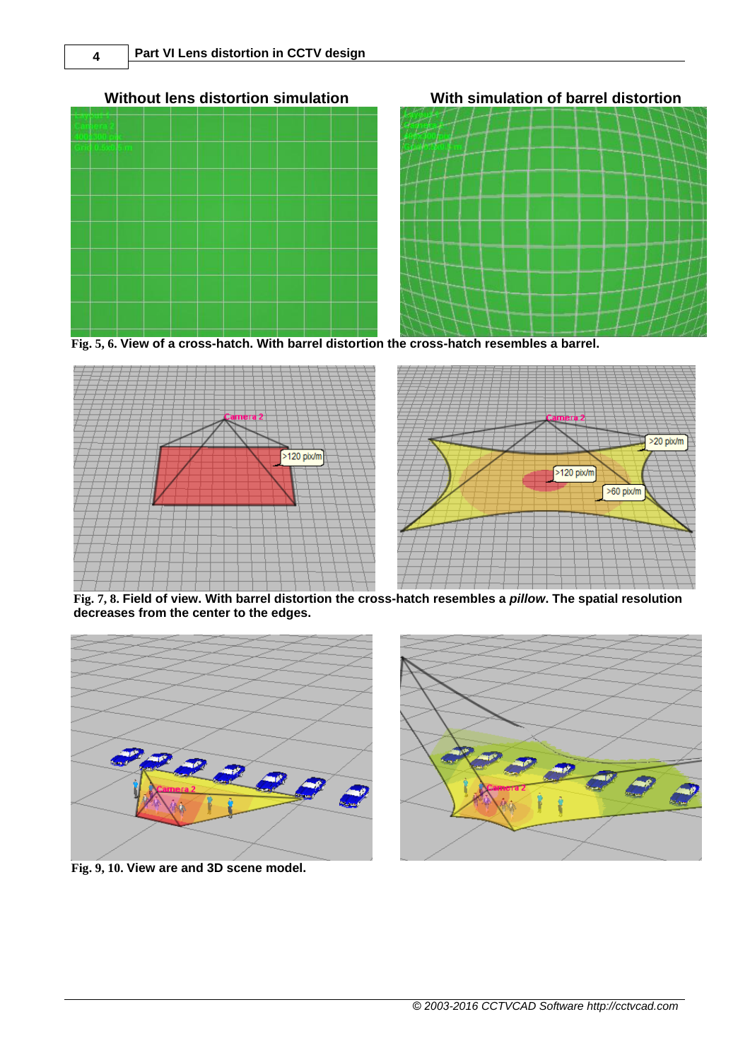**Without lens distortion simulation** | **With simulation of barrel distortion**

**Fig. 5, 6. View of a cross-hatch. With barrel distortion the cross-hatch resembles a barrel.**

**Fig. 7, 8. Field of view. With barrel distortion the cross-hatch resembles a *pillow*. The spatial resolution decreases from the center to the edges.**

**Fig. 9, 10. View are and 3D scene model.**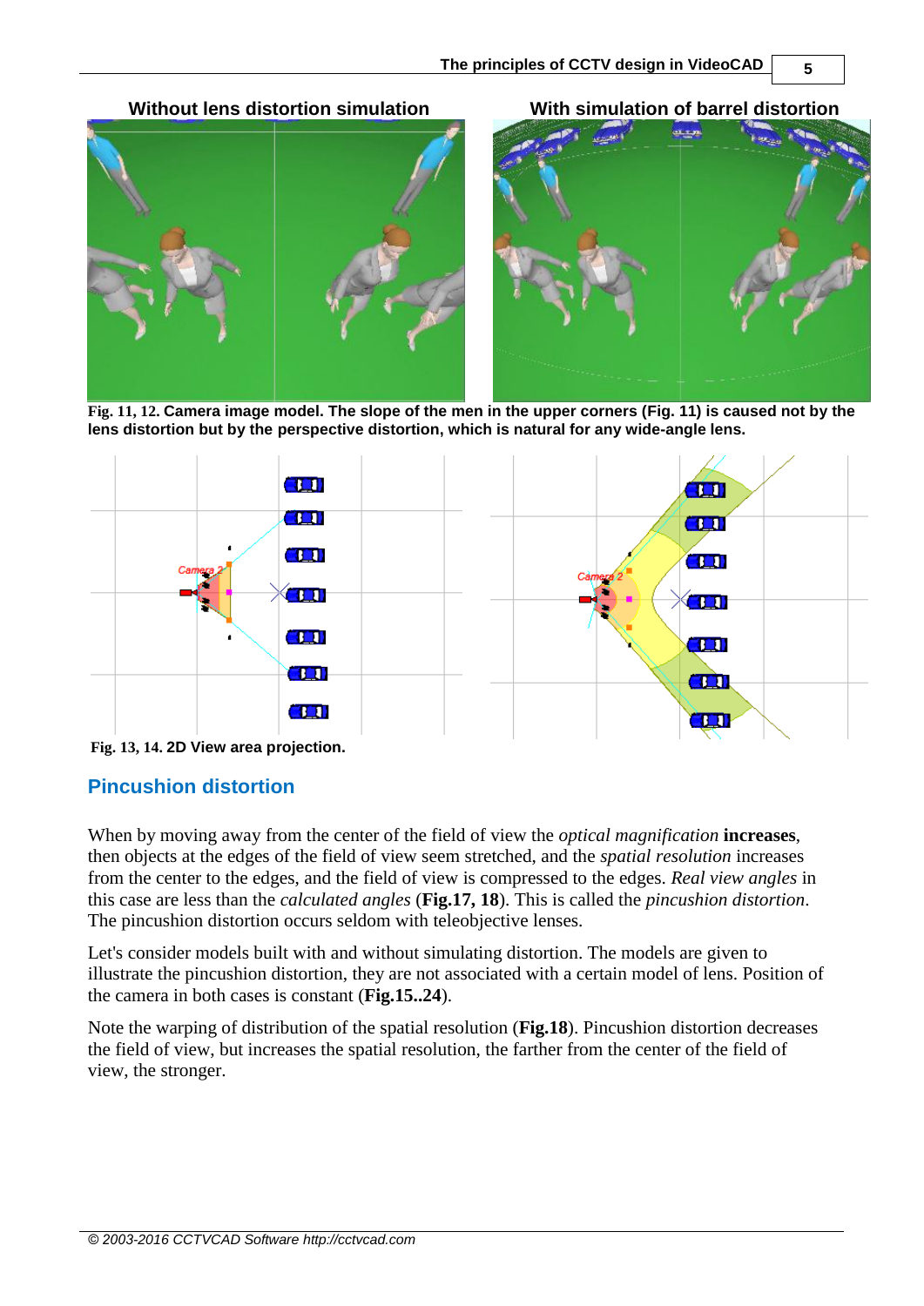**Without lens distortion simulation** | **With simulation of barrel distortion**

**Fig. 11, 12. Camera image model. The slope of the men in the upper corners (Fig. 11) is caused not by the lens distortion but by the perspective distortion, which is natural for any wide-angle lens.**

**Fig. 13, 14. 2D View area projection.**

## Pincushion distortion

When by moving away from the center of the field of view the *optical magnification* **increases**, then objects at the edges of the field of view seem stretched, and the *spatial resolution* increases from the center to the edges, and the field of view is compressed to the edges. *Real view angles* in this case are less than the *calculated angles* (**Fig.17, 18**). This is called the *pincushion distortion*. The pincushion distortion occurs seldom with teleobjective lenses.

Let's consider models built with and without simulating distortion. The models are given to illustrate the pincushion distortion, they are not associated with a certain model of lens. Position of the camera in both cases is constant (**Fig.15..24**).

Note the warping of distribution of the spatial resolution (**Fig.18**). Pincushion distortion decreases the field of view, but increases the spatial resolution, the farther from the center of the field of view, the stronger.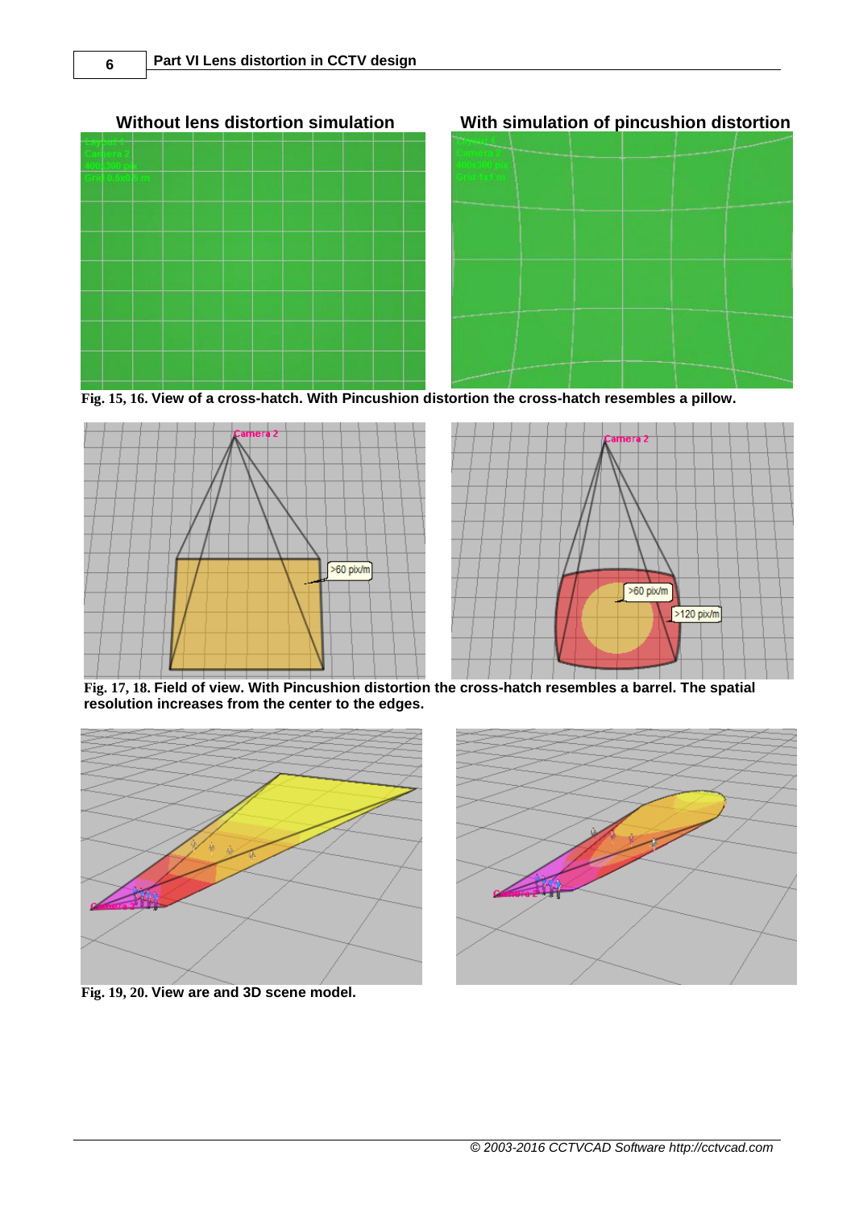**Without lens distortion simulation** | **With simulation of pincushion distortion**

**Fig. 15, 16. View of a cross-hatch. With Pincushion distortion the cross-hatch resembles a pillow.**

**Fig. 17, 18. Field of view. With Pincushion distortion the cross-hatch resembles a barrel. The spatial resolution increases from the center to the edges.**

**Fig. 19, 20. View are and 3D scene model.**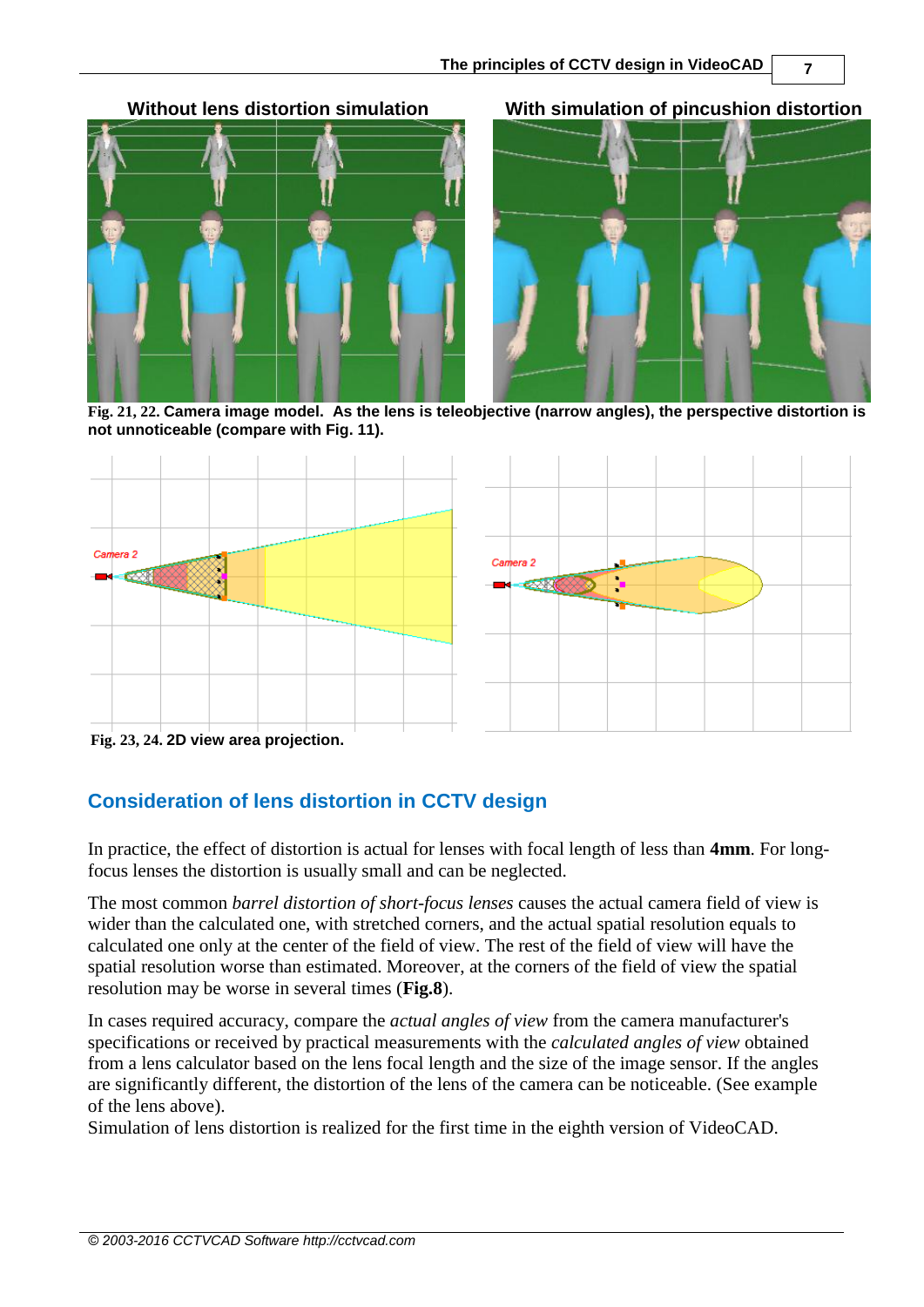**Without lens distortion simulation** | **With simulation of pincushion distortion**

Fig. 21, 22. **Camera image model. As the lens is teleobjective (narrow angles), the perspective distortion is not unnoticeable (compare with Fig. 11).**

Fig. 23, 24. **2D view area projection.**

## Consideration of lens distortion in CCTV design

In practice, the effect of distortion is actual for lenses with focal length of less than **4mm**. For long-focus lenses the distortion is usually small and can be neglected.

The most common *barrel distortion of short-focus lenses* causes the actual camera field of view is wider than the calculated one, with stretched corners, and the actual spatial resolution equals to calculated one only at the center of the field of view. The rest of the field of view will have the spatial resolution worse than estimated. Moreover, at the corners of the field of view the spatial resolution may be worse in several times (**Fig.8**).

In cases required accuracy, compare the *actual angles of view* from the camera manufacturer's specifications or received by practical measurements with the *calculated angles of view* obtained from a lens calculator based on the lens focal length and the size of the image sensor. If the angles are significantly different, the distortion of the lens of the camera can be noticeable. (See example of the lens above).

Simulation of lens distortion is realized for the first time in the eighth version of VideoCAD.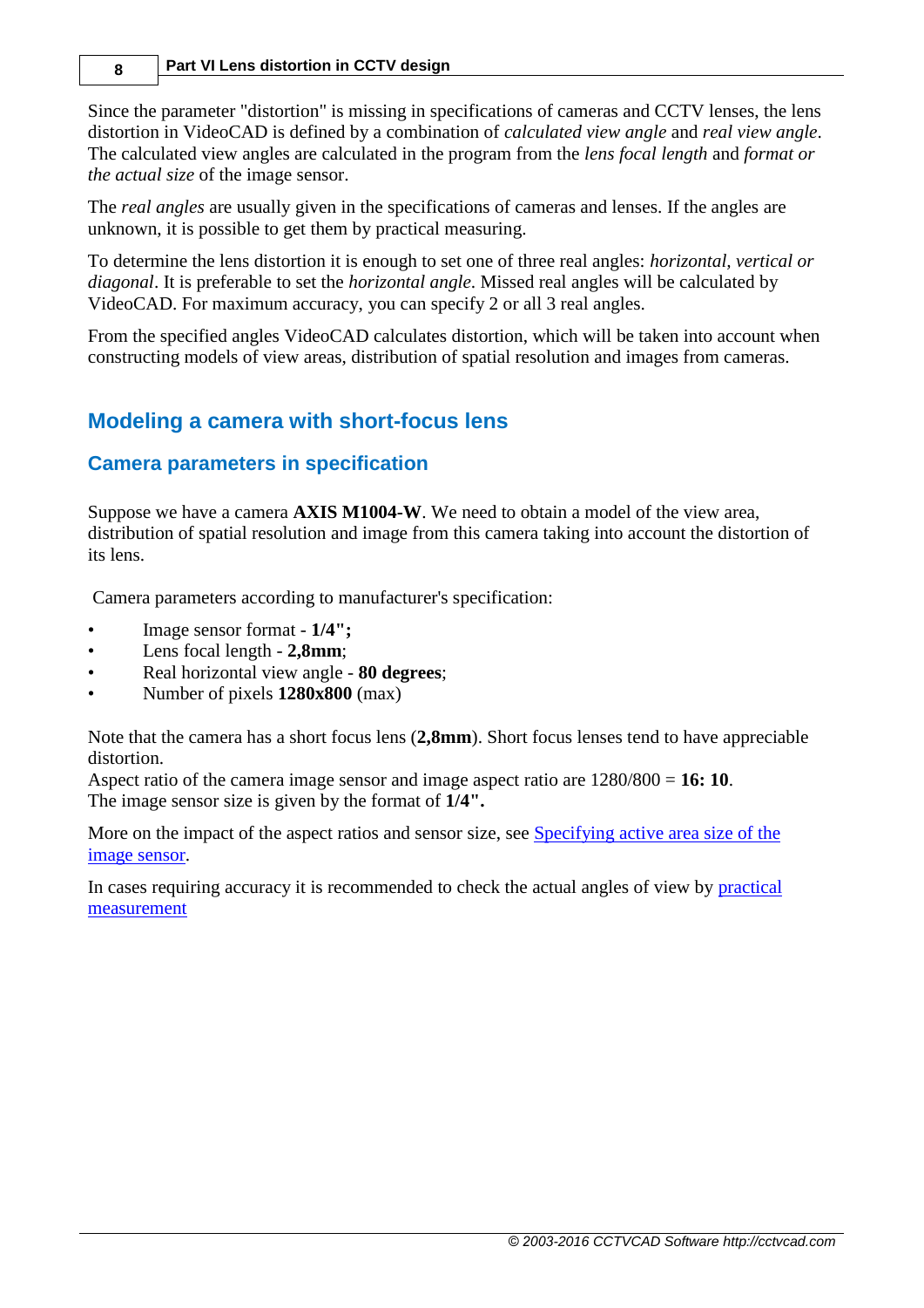Since the parameter "distortion" is missing in specifications of cameras and CCTV lenses, the lens distortion in VideoCAD is defined by a combination of *calculated view angle* and *real view angle*. The calculated view angles are calculated in the program from the *lens focal length* and *format or the actual size* of the image sensor.

The *real angles* are usually given in the specifications of cameras and lenses. If the angles are unknown, it is possible to get them by practical measuring.

To determine the lens distortion it is enough to set one of three real angles: *horizontal, vertical or diagonal*. It is preferable to set the *horizontal angle*. Missed real angles will be calculated by VideoCAD. For maximum accuracy, you can specify 2 or all 3 real angles.

From the specified angles VideoCAD calculates distortion, which will be taken into account when constructing models of view areas, distribution of spatial resolution and images from cameras.

## Modeling a camera with short-focus lens

### Camera parameters in specification

Suppose we have a camera **AXIS M1004-W**. We need to obtain a model of the view area, distribution of spatial resolution and image from this camera taking into account the distortion of its lens.

Camera parameters according to manufacturer's specification:

- Image sensor format - **1/4";**
- Lens focal length - **2,8mm**;
- Real horizontal view angle - **80 degrees**;
- Number of pixels **1280x800** (max)

Note that the camera has a short focus lens (**2,8mm**). Short focus lenses tend to have appreciable distortion.
Aspect ratio of the camera image sensor and image aspect ratio are 1280/800 = **16: 10**.
The image sensor size is given by the format of **1/4".**

More on the impact of the aspect ratios and sensor size, see Specifying active area size of the image sensor.

In cases requiring accuracy it is recommended to check the actual angles of view by practical measurement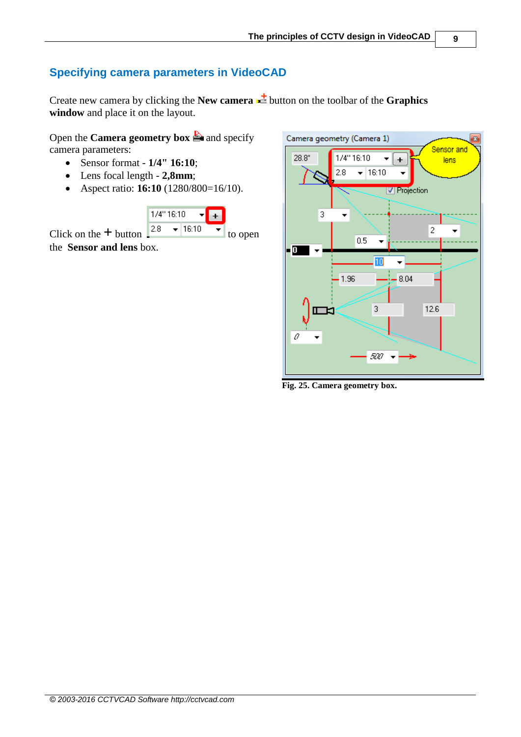## Specifying camera parameters in VideoCAD

Create new camera by clicking the **New camera** button on the toolbar of the **Graphics window** and place it on the layout.

Open the **Camera geometry box** and specify camera parameters:

- Sensor format - **1/4" 16:10**;
- Lens focal length - **2,8mm**;
- Aspect ratio: **16:10** (1280/800=16/10).

Click on the + button to open the **Sensor and lens** box.

Fig. 25. Camera geometry box.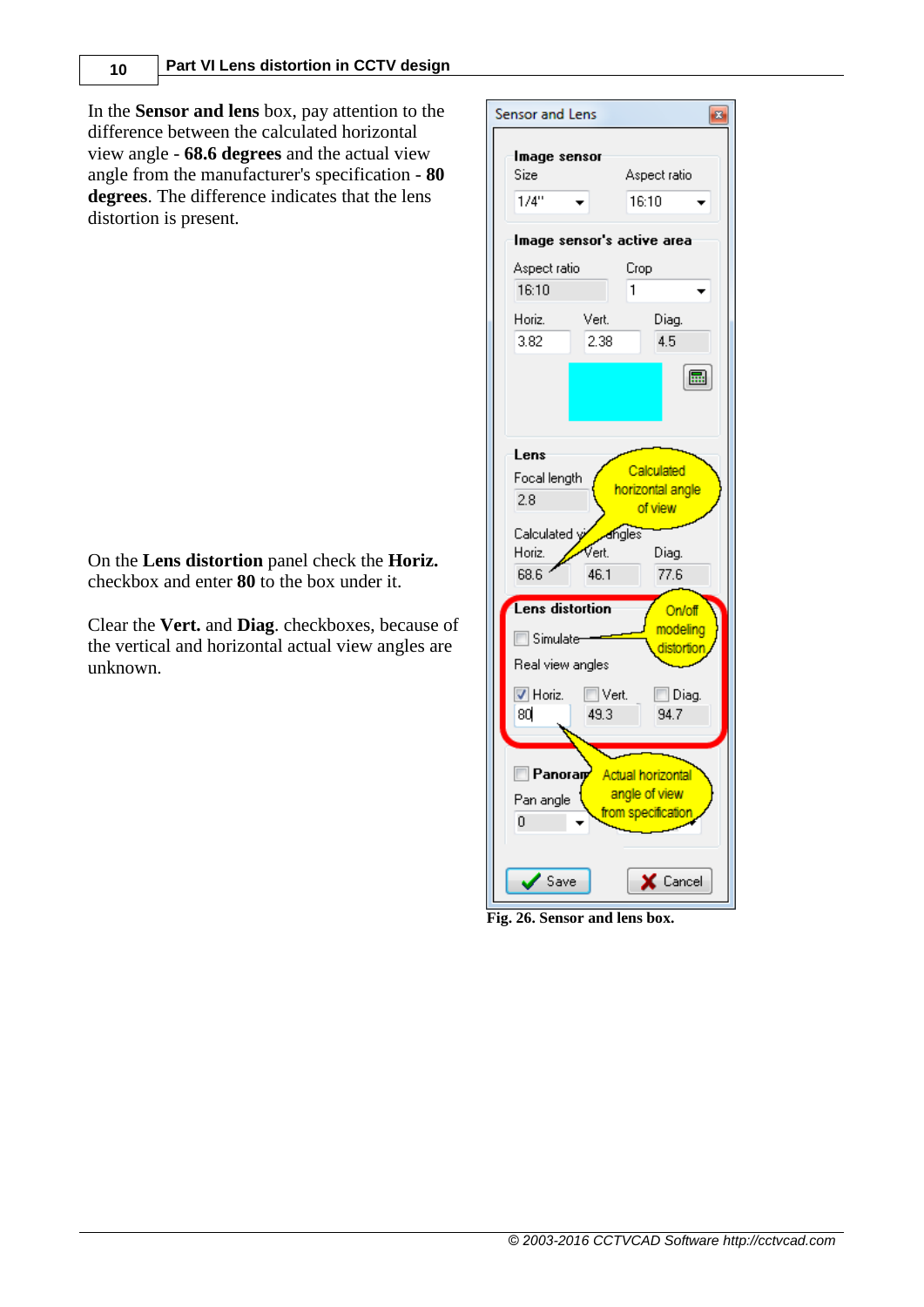In the **Sensor and lens** box, pay attention to the difference between the calculated horizontal view angle - **68.6 degrees** and the actual view angle from the manufacturer's specification - **80 degrees**. The difference indicates that the lens distortion is present.

On the **Lens distortion** panel check the **Horiz.** checkbox and enter **80** to the box under it.

Clear the **Vert.** and **Diag**. checkboxes, because of the vertical and horizontal actual view angles are unknown.

**Fig. 26. Sensor and lens box.**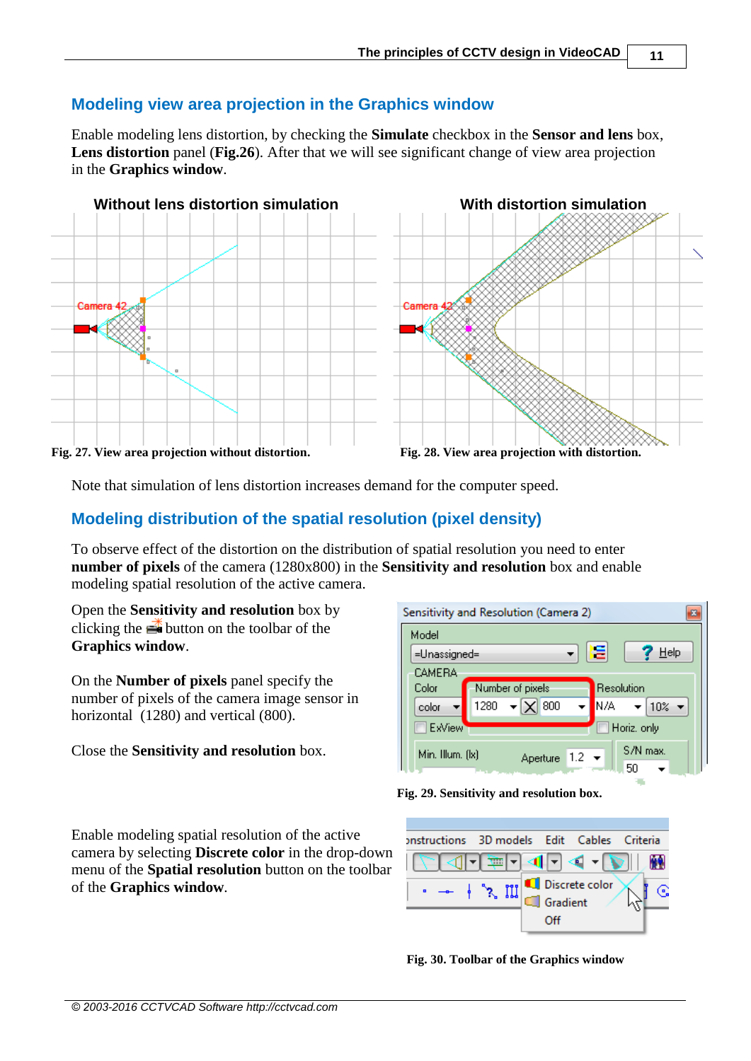## Modeling view area projection in the Graphics window

Enable modeling lens distortion, by checking the **Simulate** checkbox in the **Sensor and lens** box, **Lens distortion** panel (**Fig.26**). After that we will see significant change of view area projection in the **Graphics window**.

**Without lens distortion simulation**

Fig. 27. View area projection without distortion.

**With distortion simulation**

Fig. 28. View area projection with distortion.

Note that simulation of lens distortion increases demand for the computer speed.

## Modeling distribution of the spatial resolution (pixel density)

To observe effect of the distortion on the distribution of spatial resolution you need to enter **number of pixels** of the camera (1280x800) in the **Sensitivity and resolution** box and enable modeling spatial resolution of the active camera.

Open the **Sensitivity and resolution** box by clicking the button on the toolbar of the **Graphics window**.

On the **Number of pixels** panel specify the number of pixels of the camera image sensor in horizontal (1280) and vertical (800).

Close the **Sensitivity and resolution** box.

Fig. 29. Sensitivity and resolution box.

Enable modeling spatial resolution of the active camera by selecting **Discrete color** in the drop-down menu of the **Spatial resolution** button on the toolbar of the **Graphics window**.

Fig. 30. Toolbar of the Graphics window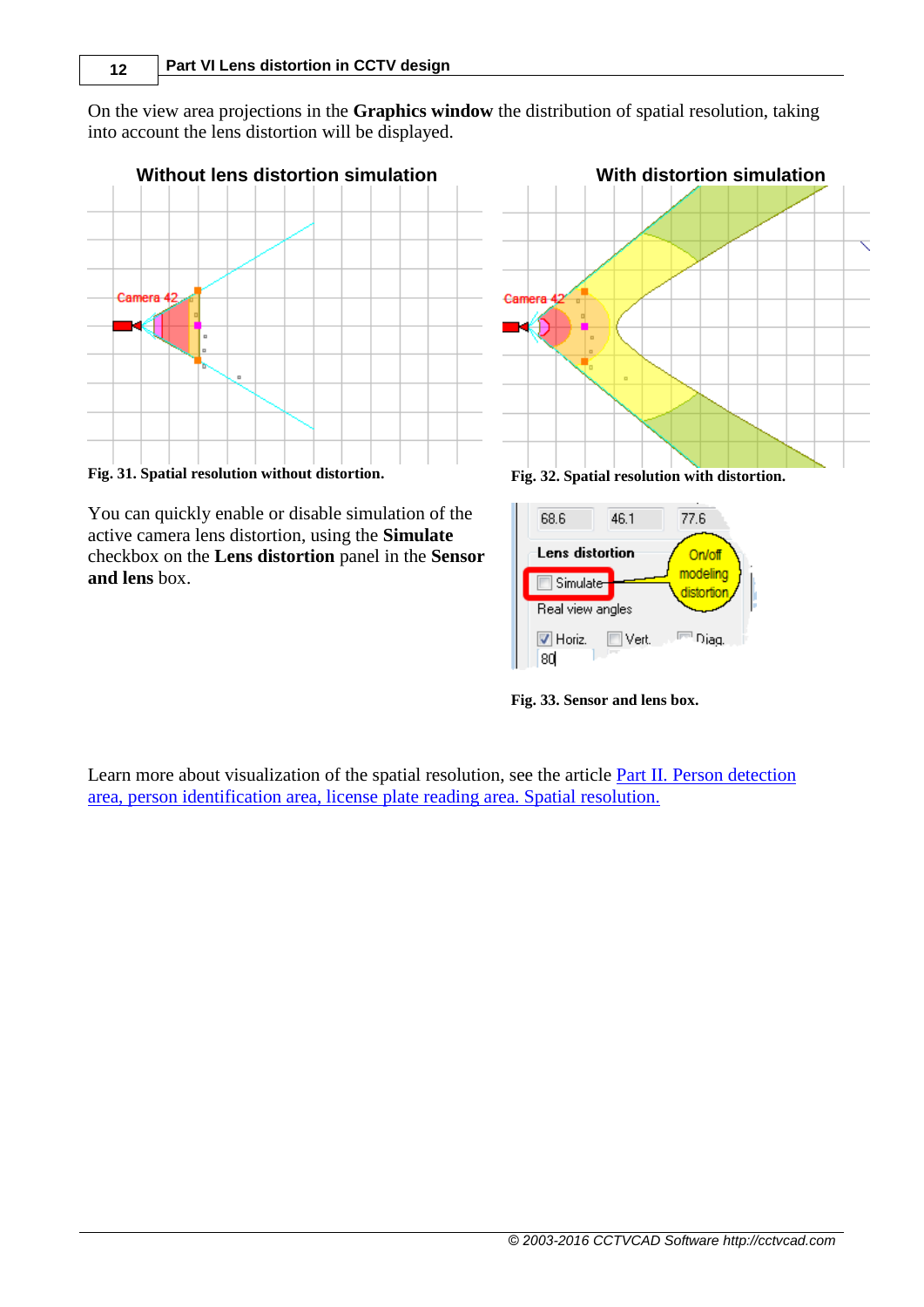On the view area projections in the **Graphics window** the distribution of spatial resolution, taking into account the lens distortion will be displayed.

Fig. 31. Spatial resolution without distortion.

Fig. 32. Spatial resolution with distortion.

You can quickly enable or disable simulation of the active camera lens distortion, using the **Simulate** checkbox on the **Lens distortion** panel in the **Sensor and lens** box.

Fig. 33. Sensor and lens box.

Learn more about visualization of the spatial resolution, see the article [Part II. Person detection area, person identification area, license plate reading area. Spatial resolution.]()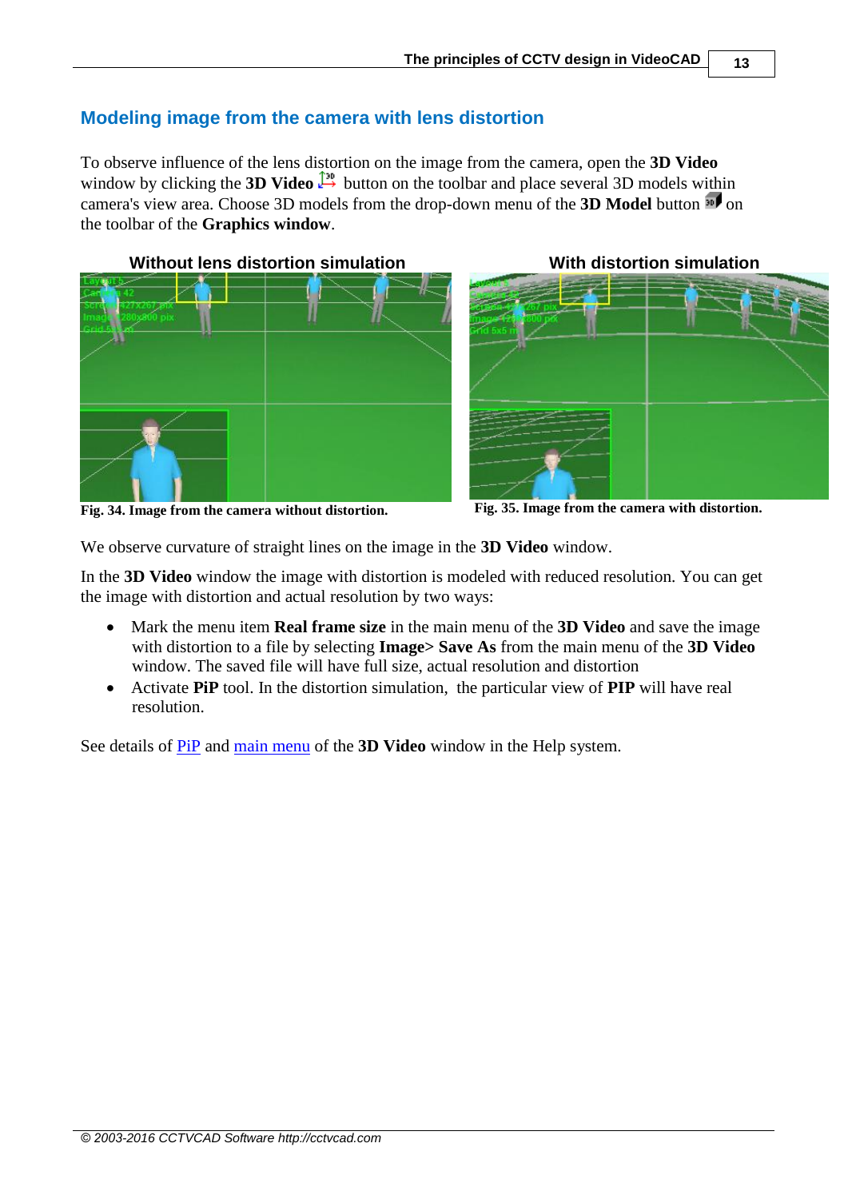## Modeling image from the camera with lens distortion

To observe influence of the lens distortion on the image from the camera, open the **3D Video** window by clicking the **3D Video** button on the toolbar and place several 3D models within camera's view area. Choose 3D models from the drop-down menu of the **3D Model** button on the toolbar of the **Graphics window**.

**Without lens distortion simulation**

**With distortion simulation**

**Fig. 34. Image from the camera without distortion.**

**Fig. 35. Image from the camera with distortion.**

We observe curvature of straight lines on the image in the **3D Video** window.

In the **3D Video** window the image with distortion is modeled with reduced resolution. You can get the image with distortion and actual resolution by two ways:

- Mark the menu item **Real frame size** in the main menu of the **3D Video** and save the image with distortion to a file by selecting **Image> Save As** from the main menu of the **3D Video** window. The saved file will have full size, actual resolution and distortion
- Activate **PiP** tool. In the distortion simulation, the particular view of **PIP** will have real resolution.

See details of PiP and main menu of the **3D Video** window in the Help system.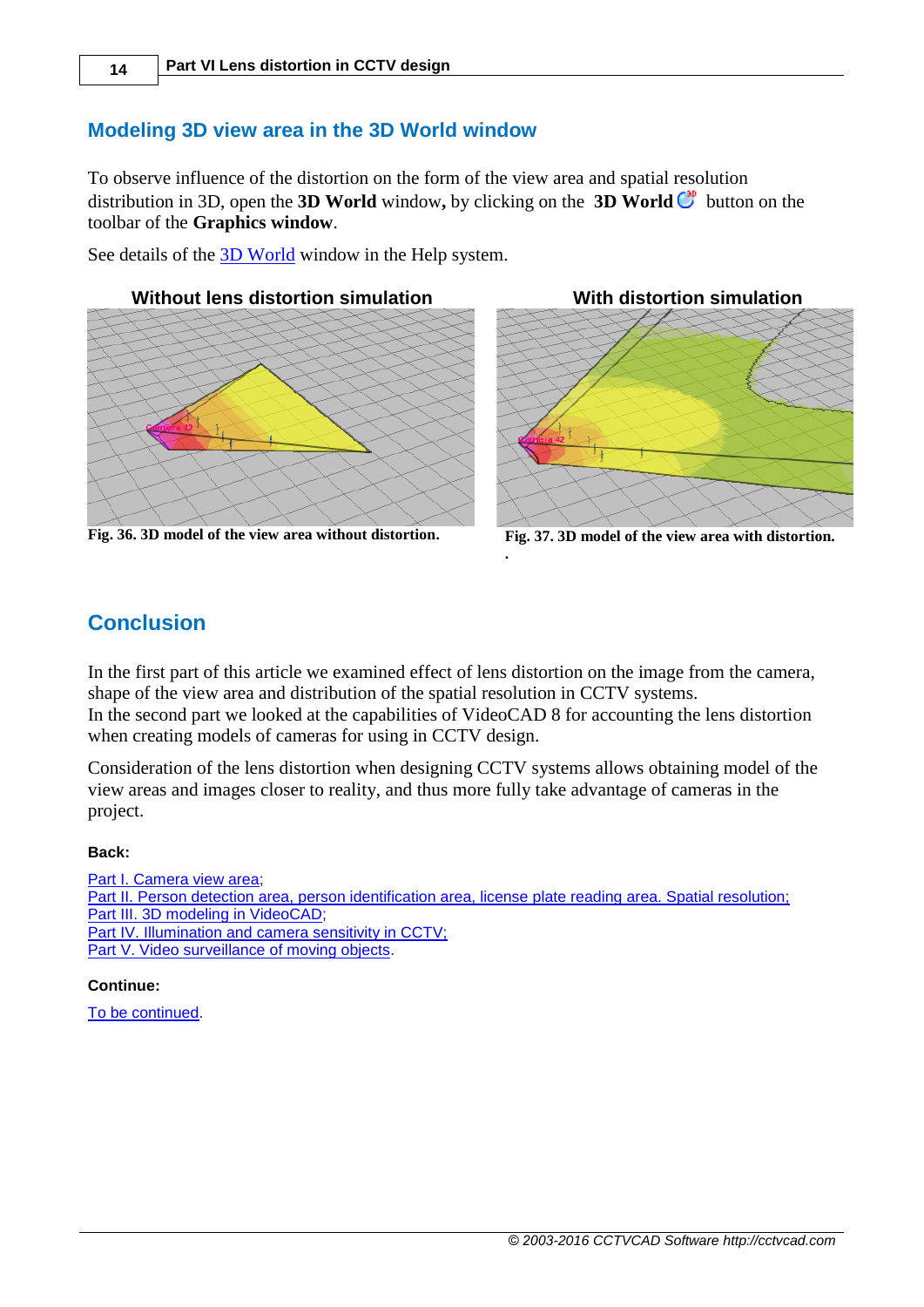## Modeling 3D view area in the 3D World window

To observe influence of the distortion on the form of the view area and spatial resolution distribution in 3D, open the **3D World** window**,** by clicking on the **3D World** button on the toolbar of the **Graphics window**.

See details of the 3D World window in the Help system.

**Without lens distortion simulation**

**Fig. 36. 3D model of the view area without distortion.**

**With distortion simulation**

**Fig. 37. 3D model of the view area with distortion.**

## Conclusion

In the first part of this article we examined effect of lens distortion on the image from the camera, shape of the view area and distribution of the spatial resolution in CCTV systems.
In the second part we looked at the capabilities of VideoCAD 8 for accounting the lens distortion when creating models of cameras for using in CCTV design.

Consideration of the lens distortion when designing CCTV systems allows obtaining model of the view areas and images closer to reality, and thus more fully take advantage of cameras in the project.

**Back:**

Part I. Camera view area;
Part II. Person detection area, person identification area, license plate reading area. Spatial resolution;
Part III. 3D modeling in VideoCAD;
Part IV. Illumination and camera sensitivity in CCTV;
Part V. Video surveillance of moving objects.

**Continue:**

To be continued.

*© 2003-2016 CCTVCAD Software http://cctvcad.com*